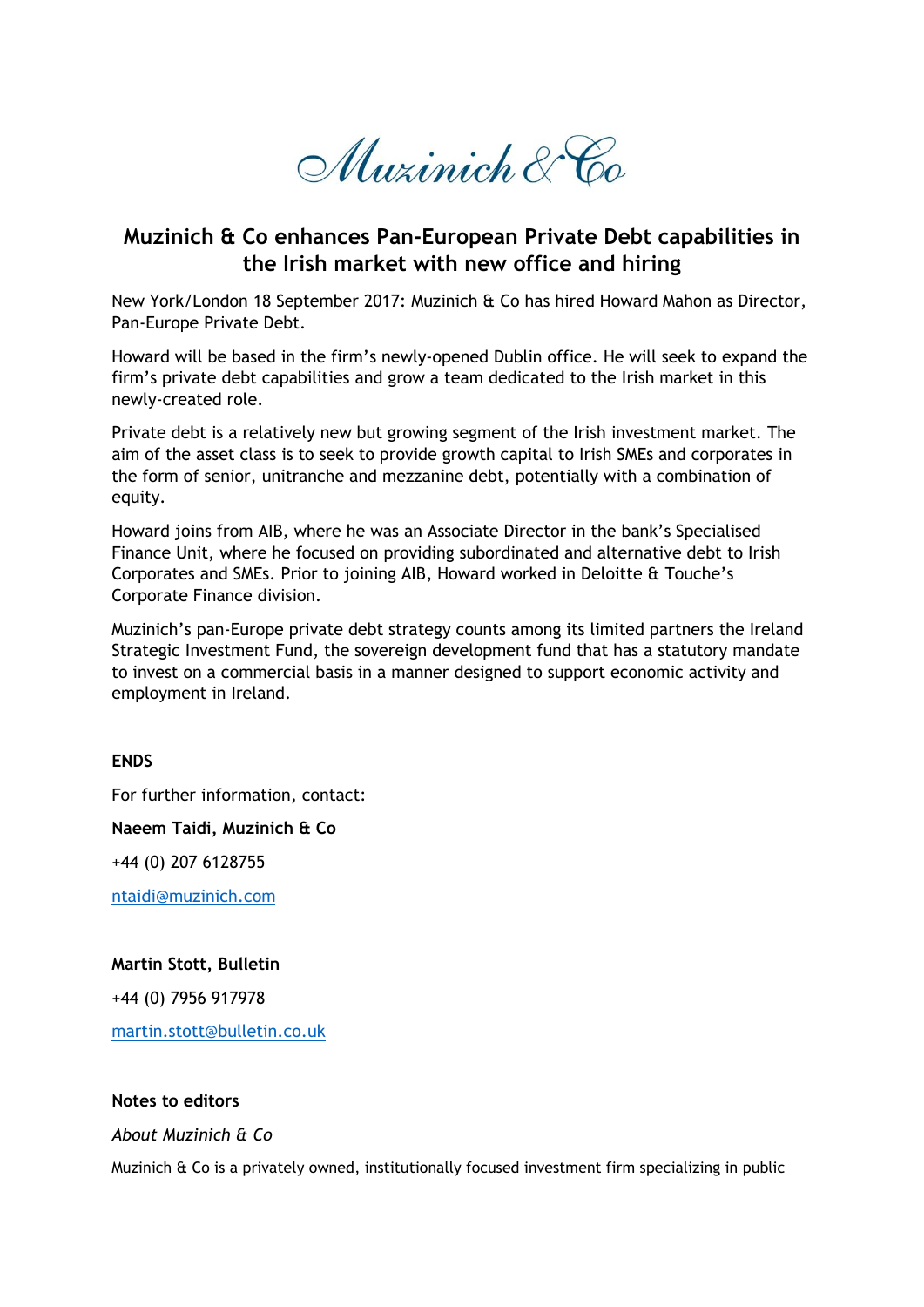Muzinich & Co

# Muzinich & Co enhances Pan-European Private Debt capabilities in the Irish market with new office and hiring

New York/London 18 September 2017: Muzinich & Co has hired Howard Mahon as Director, Pan-Europe Private Debt.

Howard will be based in the firm's newly-opened Dublin office. He will seek to expand the firm's private debt capabilities and grow a team dedicated to the Irish market in this newly-created role.

Private debt is a relatively new but growing segment of the Irish investment market. The aim of the asset class is to seek to provide growth capital to Irish SMEs and corporates in the form of senior, unitranche and mezzanine debt, potentially with a combination of equity.

Howard joins from AIB, where he was an Associate Director in the bank's Specialised Finance Unit, where he focused on providing subordinated and alternative debt to Irish Corporates and SMEs. Prior to joining AIB, Howard worked in Deloitte & Touche's Corporate Finance division.

Muzinich's pan-Europe private debt strategy counts among its limited partners the Ireland Strategic Investment Fund, the sovereign development fund that has a statutory mandate to invest on a commercial basis in a manner designed to support economic activity and employment in Ireland.

**ENDS**

For further information, contact:

**Naeem Taidi, Muzinich & Co**

+44 (0) 207 6128755

ntaidi@muzinich.com

**Martin Stott, Bulletin**

+44 (0) 7956 917978

martin.stott@bulletin.co.uk

**Notes to editors**

*About Muzinich & Co*

Muzinich & Co is a privately owned, institutionally focused investment firm specializing in public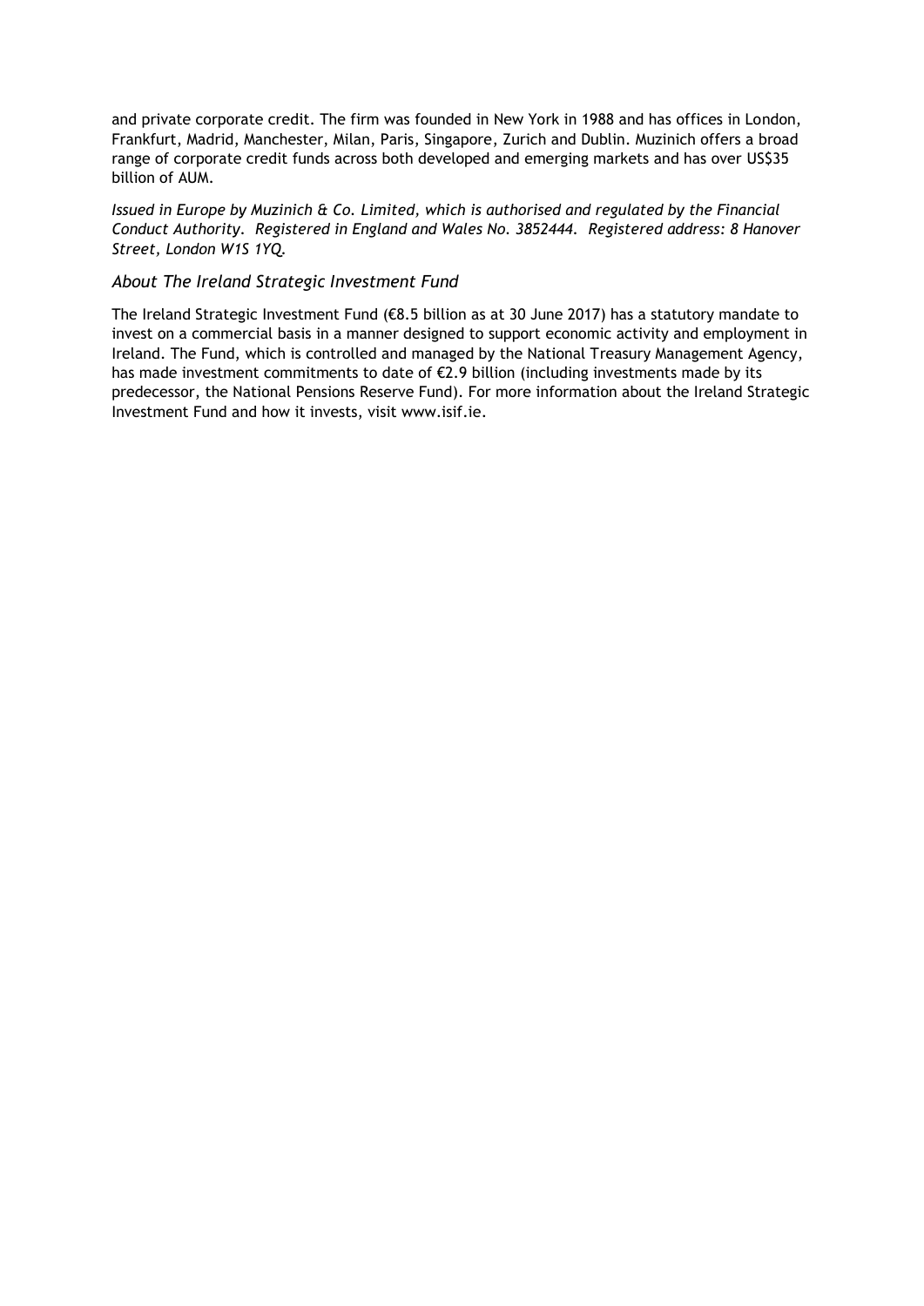and private corporate credit. The firm was founded in New York in 1988 and has offices in London, Frankfurt, Madrid, Manchester, Milan, Paris, Singapore, Zurich and Dublin. Muzinich offers a broad range of corporate credit funds across both developed and emerging markets and has over US$35 billion of AUM.

*Issued in Europe by Muzinich & Co. Limited, which is authorised and regulated by the Financial Conduct Authority. Registered in England and Wales No. 3852444. Registered address: 8 Hanover Street, London W1S 1YQ.*

## *About The Ireland Strategic Investment Fund*

The Ireland Strategic Investment Fund (€8.5 billion as at 30 June 2017) has a statutory mandate to invest on a commercial basis in a manner designed to support economic activity and employment in Ireland. The Fund, which is controlled and managed by the National Treasury Management Agency, has made investment commitments to date of €2.9 billion (including investments made by its predecessor, the National Pensions Reserve Fund). For more information about the Ireland Strategic Investment Fund and how it invests, visit www.isif.ie.